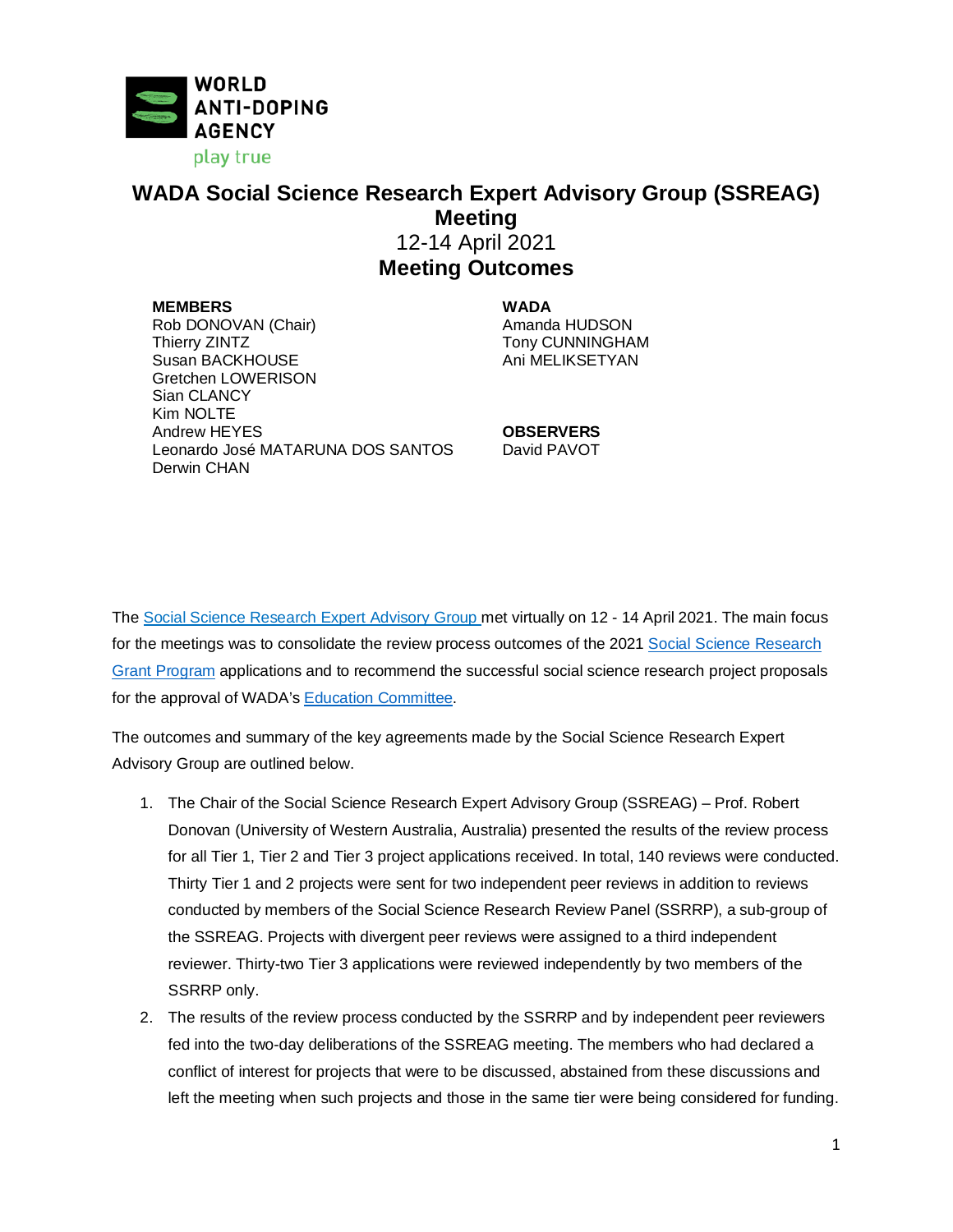WORLD ANTI-DOPING AGENCY

play true

# WADA Social Science Research Expert Advisory Group (SSREAG) Meeting

## 12-14 April 2021

## Meeting Outcomes

**MEMBERS**
Rob DONOVAN (Chair)
Thierry ZINTZ
Susan BACKHOUSE
Gretchen LOWERISON
Sian CLANCY
Kim NOLTE
Andrew HEYES
Leonardo José MATARUNA DOS SANTOS
Derwin CHAN

**WADA**
Amanda HUDSON
Tony CUNNINGHAM
Ani MELIKSETYAN

**OBSERVERS**
David PAVOT

The Social Science Research Expert Advisory Group met virtually on 12 - 14 April 2021. The main focus for the meetings was to consolidate the review process outcomes of the 2021 Social Science Research Grant Program applications and to recommend the successful social science research project proposals for the approval of WADA's Education Committee.

The outcomes and summary of the key agreements made by the Social Science Research Expert Advisory Group are outlined below.

1. The Chair of the Social Science Research Expert Advisory Group (SSREAG) – Prof. Robert Donovan (University of Western Australia, Australia) presented the results of the review process for all Tier 1, Tier 2 and Tier 3 project applications received. In total, 140 reviews were conducted. Thirty Tier 1 and 2 projects were sent for two independent peer reviews in addition to reviews conducted by members of the Social Science Research Review Panel (SSRRP), a sub-group of the SSREAG. Projects with divergent peer reviews were assigned to a third independent reviewer. Thirty-two Tier 3 applications were reviewed independently by two members of the SSRRP only.
2. The results of the review process conducted by the SSRRP and by independent peer reviewers fed into the two-day deliberations of the SSREAG meeting. The members who had declared a conflict of interest for projects that were to be discussed, abstained from these discussions and left the meeting when such projects and those in the same tier were being considered for funding.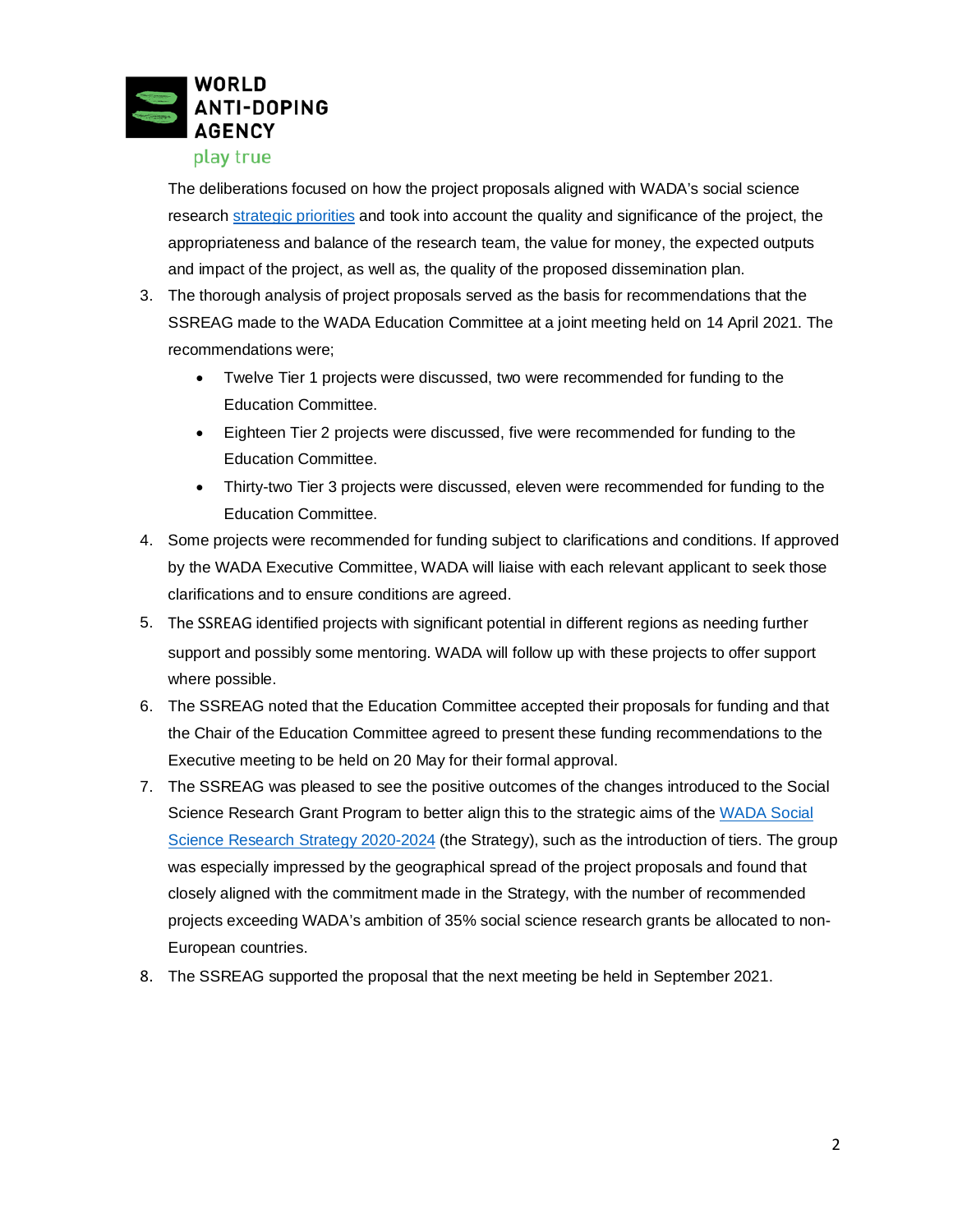The deliberations focused on how the project proposals aligned with WADA's social science research strategic priorities and took into account the quality and significance of the project, the appropriateness and balance of the research team, the value for money, the expected outputs and impact of the project, as well as, the quality of the proposed dissemination plan.

3. The thorough analysis of project proposals served as the basis for recommendations that the SSREAG made to the WADA Education Committee at a joint meeting held on 14 April 2021. The recommendations were;
   - Twelve Tier 1 projects were discussed, two were recommended for funding to the Education Committee.
   - Eighteen Tier 2 projects were discussed, five were recommended for funding to the Education Committee.
   - Thirty-two Tier 3 projects were discussed, eleven were recommended for funding to the Education Committee.
4. Some projects were recommended for funding subject to clarifications and conditions. If approved by the WADA Executive Committee, WADA will liaise with each relevant applicant to seek those clarifications and to ensure conditions are agreed.
5. The SSREAG identified projects with significant potential in different regions as needing further support and possibly some mentoring. WADA will follow up with these projects to offer support where possible.
6. The SSREAG noted that the Education Committee accepted their proposals for funding and that the Chair of the Education Committee agreed to present these funding recommendations to the Executive meeting to be held on 20 May for their formal approval.
7. The SSREAG was pleased to see the positive outcomes of the changes introduced to the Social Science Research Grant Program to better align this to the strategic aims of the WADA Social Science Research Strategy 2020-2024 (the Strategy), such as the introduction of tiers. The group was especially impressed by the geographical spread of the project proposals and found that closely aligned with the commitment made in the Strategy, with the number of recommended projects exceeding WADA's ambition of 35% social science research grants be allocated to non-European countries.
8. The SSREAG supported the proposal that the next meeting be held in September 2021.